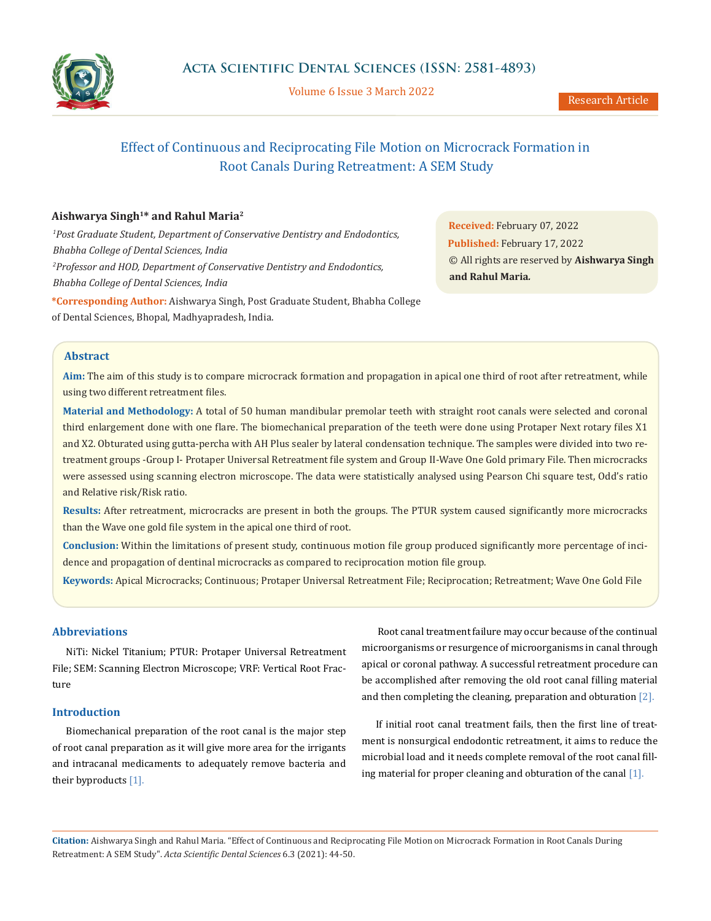# Effect of Continuous and Reciprocating File Motion on Microcrack Formation in Root Canals During Retreatment: A SEM Study

**Aishwarya Singh[1]* and Rahul Maria[2]**

[1]*Post Graduate Student, Department of Conservative Dentistry and Endodontics, Bhabha College of Dental Sciences, India*

[2]*Professor and HOD, Department of Conservative Dentistry and Endodontics, Bhabha College of Dental Sciences, India*

**\*Corresponding Author:** Aishwarya Singh, Post Graduate Student, Bhabha College of Dental Sciences, Bhopal, Madhyapradesh, India.

**Received:** February 07, 2022

**Published:** February 17, 2022

© All rights are reserved by **Aishwarya Singh and Rahul Maria.**

## Abstract

**Aim:** The aim of this study is to compare microcrack formation and propagation in apical one third of root after retreatment, while using two different retreatment files.

**Material and Methodology:** A total of 50 human mandibular premolar teeth with straight root canals were selected and coronal third enlargement done with one flare. The biomechanical preparation of the teeth were done using Protaper Next rotary files X1 and X2. Obturated using gutta-percha with AH Plus sealer by lateral condensation technique. The samples were divided into two retreatment groups -Group I- Protaper Universal Retreatment file system and Group II-Wave One Gold primary File. Then microcracks were assessed using scanning electron microscope. The data were statistically analysed using Pearson Chi square test, Odd's ratio and Relative risk/Risk ratio.

**Results:** After retreatment, microcracks are present in both the groups. The PTUR system caused significantly more microcracks than the Wave one gold file system in the apical one third of root.

**Conclusion:** Within the limitations of present study, continuous motion file group produced significantly more percentage of incidence and propagation of dentinal microcracks as compared to reciprocation motion file group.

**Keywords:** Apical Microcracks; Continuous; Protaper Universal Retreatment File; Reciprocation; Retreatment; Wave One Gold File

## Abbreviations

NiTi: Nickel Titanium; PTUR: Protaper Universal Retreatment File; SEM: Scanning Electron Microscope; VRF: Vertical Root Fracture

## Introduction

Biomechanical preparation of the root canal is the major step of root canal preparation as it will give more area for the irrigants and intracanal medicaments to adequately remove bacteria and their byproducts [1].

Root canal treatment failure may occur because of the continual microorganisms or resurgence of microorganisms in canal through apical or coronal pathway. A successful retreatment procedure can be accomplished after removing the old root canal filling material and then completing the cleaning, preparation and obturation [2].

If initial root canal treatment fails, then the first line of treatment is nonsurgical endodontic retreatment, it aims to reduce the microbial load and it needs complete removal of the root canal filling material for proper cleaning and obturation of the canal [1].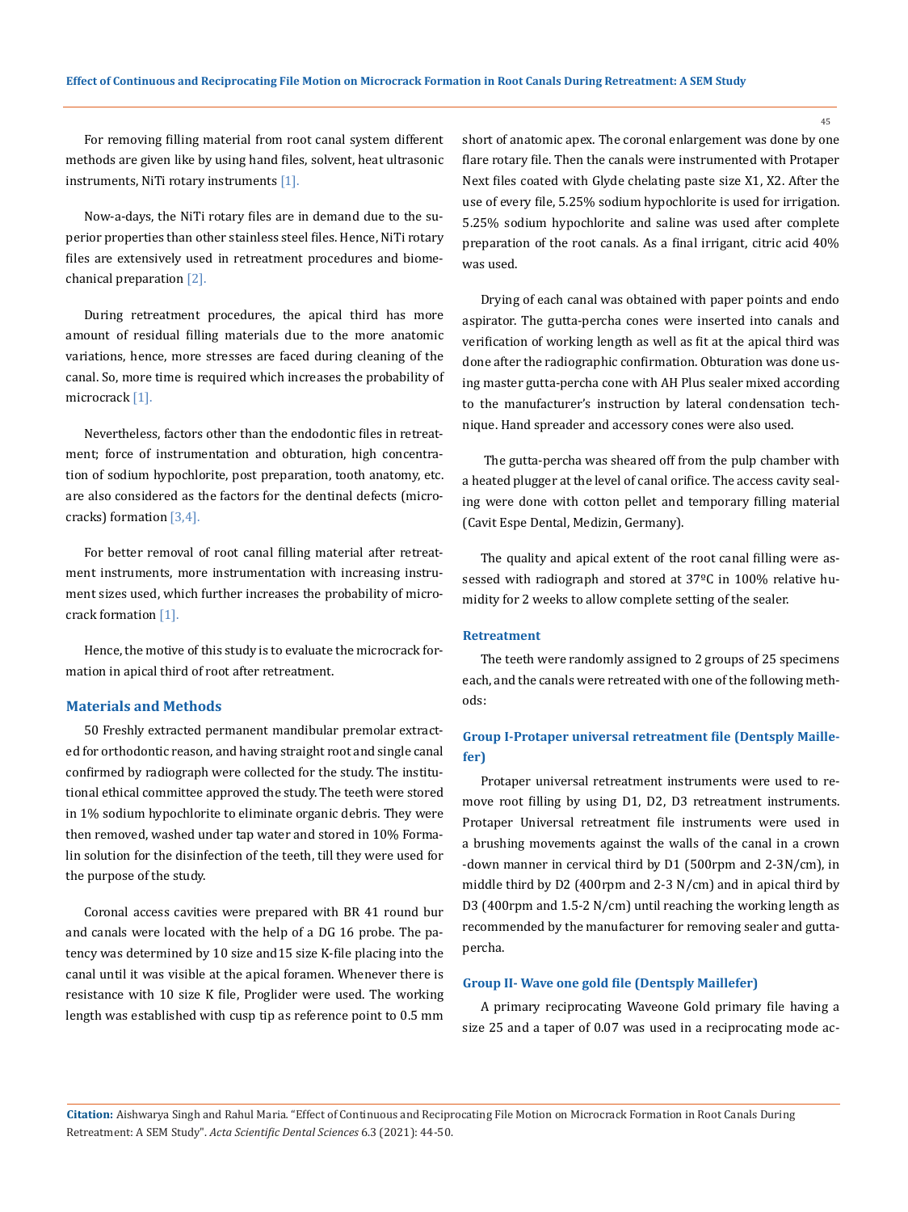For removing filling material from root canal system different methods are given like by using hand files, solvent, heat ultrasonic instruments, NiTi rotary instruments [1].

Now-a-days, the NiTi rotary files are in demand due to the superior properties than other stainless steel files. Hence, NiTi rotary files are extensively used in retreatment procedures and biomechanical preparation [2].

During retreatment procedures, the apical third has more amount of residual filling materials due to the more anatomic variations, hence, more stresses are faced during cleaning of the canal. So, more time is required which increases the probability of microcrack [1].

Nevertheless, factors other than the endodontic files in retreatment; force of instrumentation and obturation, high concentration of sodium hypochlorite, post preparation, tooth anatomy, etc. are also considered as the factors for the dentinal defects (microcracks) formation [3,4].

For better removal of root canal filling material after retreatment instruments, more instrumentation with increasing instrument sizes used, which further increases the probability of microcrack formation [1].

Hence, the motive of this study is to evaluate the microcrack formation in apical third of root after retreatment.

## Materials and Methods

50 Freshly extracted permanent mandibular premolar extracted for orthodontic reason, and having straight root and single canal confirmed by radiograph were collected for the study. The institutional ethical committee approved the study. The teeth were stored in 1% sodium hypochlorite to eliminate organic debris. They were then removed, washed under tap water and stored in 10% Formalin solution for the disinfection of the teeth, till they were used for the purpose of the study.

Coronal access cavities were prepared with BR 41 round bur and canals were located with the help of a DG 16 probe. The patency was determined by 10 size and15 size K-file placing into the canal until it was visible at the apical foramen. Whenever there is resistance with 10 size K file, Proglider were used. The working length was established with cusp tip as reference point to 0.5 mm short of anatomic apex. The coronal enlargement was done by one flare rotary file. Then the canals were instrumented with Protaper Next files coated with Glyde chelating paste size X1, X2. After the use of every file, 5.25% sodium hypochlorite is used for irrigation. 5.25% sodium hypochlorite and saline was used after complete preparation of the root canals. As a final irrigant, citric acid 40% was used.

Drying of each canal was obtained with paper points and endo aspirator. The gutta-percha cones were inserted into canals and verification of working length as well as fit at the apical third was done after the radiographic confirmation. Obturation was done using master gutta-percha cone with AH Plus sealer mixed according to the manufacturer's instruction by lateral condensation technique. Hand spreader and accessory cones were also used.

The gutta-percha was sheared off from the pulp chamber with a heated plugger at the level of canal orifice. The access cavity sealing were done with cotton pellet and temporary filling material (Cavit Espe Dental, Medizin, Germany).

The quality and apical extent of the root canal filling were assessed with radiograph and stored at 37ºC in 100% relative humidity for 2 weeks to allow complete setting of the sealer.

### Retreatment

The teeth were randomly assigned to 2 groups of 25 specimens each, and the canals were retreated with one of the following methods:

### Group I-Protaper universal retreatment file (Dentsply Maillefer)

Protaper universal retreatment instruments were used to remove root filling by using D1, D2, D3 retreatment instruments. Protaper Universal retreatment file instruments were used in a brushing movements against the walls of the canal in a crown -down manner in cervical third by D1 (500rpm and 2-3N/cm), in middle third by D2 (400rpm and 2-3 N/cm) and in apical third by D3 (400rpm and 1.5-2 N/cm) until reaching the working length as recommended by the manufacturer for removing sealer and gutta-percha.

### Group II- Wave one gold file (Dentsply Maillefer)

A primary reciprocating Waveone Gold primary file having a size 25 and a taper of 0.07 was used in a reciprocating mode ac-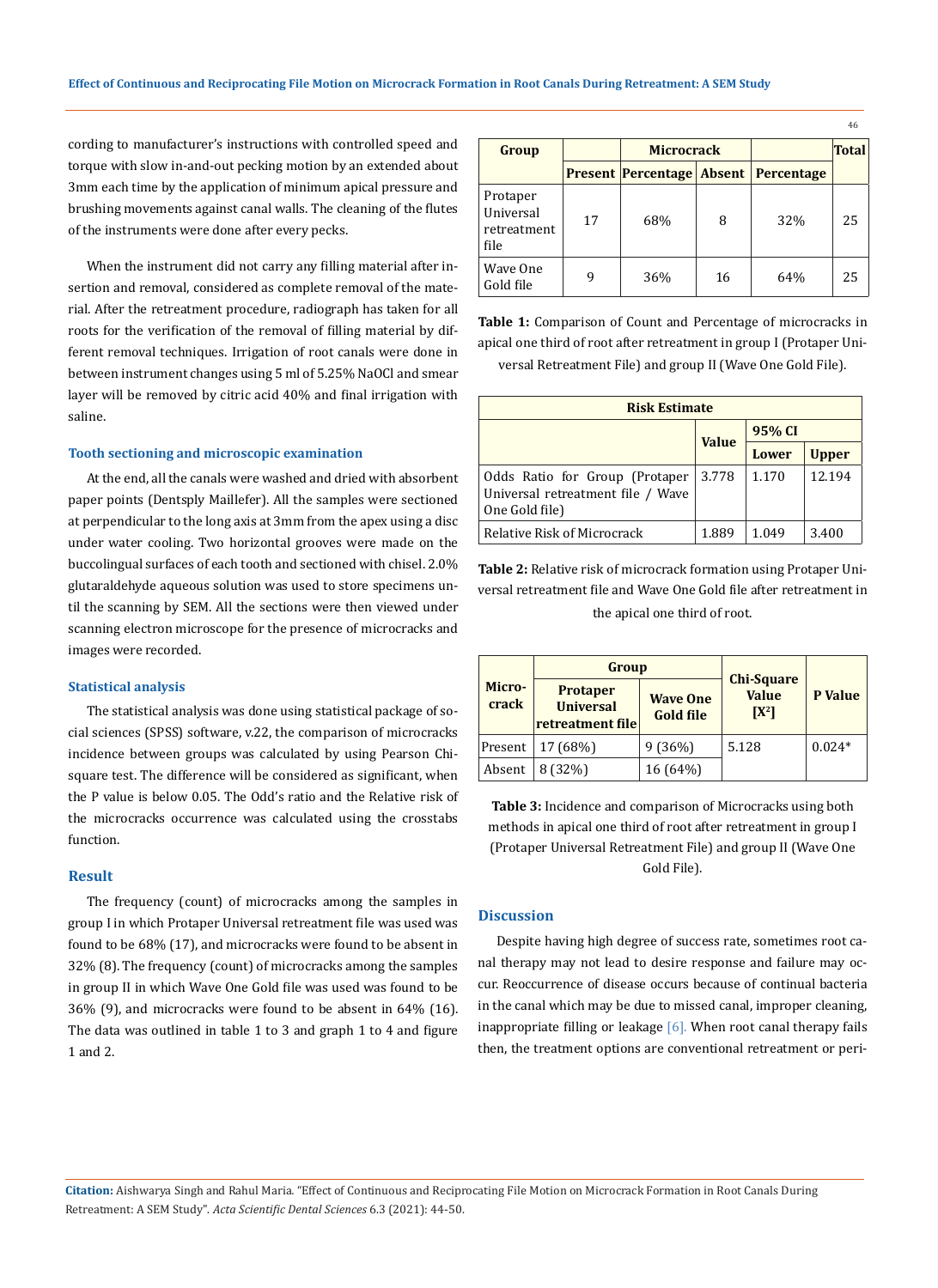cording to manufacturer's instructions with controlled speed and torque with slow in-and-out pecking motion by an extended about 3mm each time by the application of minimum apical pressure and brushing movements against canal walls. The cleaning of the flutes of the instruments were done after every pecks.

When the instrument did not carry any filling material after insertion and removal, considered as complete removal of the material. After the retreatment procedure, radiograph has taken for all roots for the verification of the removal of filling material by different removal techniques. Irrigation of root canals were done in between instrument changes using 5 ml of 5.25% NaOCl and smear layer will be removed by citric acid 40% and final irrigation with saline.

### Tooth sectioning and microscopic examination

At the end, all the canals were washed and dried with absorbent paper points (Dentsply Maillefer). All the samples were sectioned at perpendicular to the long axis at 3mm from the apex using a disc under water cooling. Two horizontal grooves were made on the buccolingual surfaces of each tooth and sectioned with chisel. 2.0% glutaraldehyde aqueous solution was used to store specimens until the scanning by SEM. All the sections were then viewed under scanning electron microscope for the presence of microcracks and images were recorded.

### Statistical analysis

The statistical analysis was done using statistical package of social sciences (SPSS) software, v.22, the comparison of microcracks incidence between groups was calculated by using Pearson Chi-square test. The difference will be considered as significant, when the P value is below 0.05. The Odd's ratio and the Relative risk of the microcracks occurrence was calculated using the crosstabs function.

## Result

The frequency (count) of microcracks among the samples in group I in which Protaper Universal retreatment file was used was found to be 68% (17), and microcracks were found to be absent in 32% (8). The frequency (count) of microcracks among the samples in group II in which Wave One Gold file was used was found to be 36% (9), and microcracks were found to be absent in 64% (16). The data was outlined in table 1 to 3 and graph 1 to 4 and figure 1 and 2.

| Group | Microcrack | | | | Total |
|---|---|---|---|---|---|
| | Present | Percentage | Absent | Percentage | |
| Protaper Universal retreatment file | 17 | 68% | 8 | 32% | 25 |
| Wave One Gold file | 9 | 36% | 16 | 64% | 25 |

**Table 1:** Comparison of Count and Percentage of microcracks in apical one third of root after retreatment in group I (Protaper Universal Retreatment File) and group II (Wave One Gold File).

| Risk Estimate | | | |
|---|---|---|---|
| | Value | 95% CI | |
| | | Lower | Upper |
| Odds Ratio for Group (Protaper Universal retreatment file / Wave One Gold file) | 3.778 | 1.170 | 12.194 |
| Relative Risk of Microcrack | 1.889 | 1.049 | 3.400 |

**Table 2:** Relative risk of microcrack formation using Protaper Universal retreatment file and Wave One Gold file after retreatment in the apical one third of root.

| Microcrack | Group | | Chi-Square Value [$X^2$] | P Value |
|---|---|---|---|---|
| | Protaper Universal retreatment file | Wave One Gold file | | |
| Present | 17 (68%) | 9 (36%) | 5.128 | 0.024* |
| Absent | 8 (32%) | 16 (64%) | | |

**Table 3:** Incidence and comparison of Microcracks using both methods in apical one third of root after retreatment in group I (Protaper Universal Retreatment File) and group II (Wave One Gold File).

## Discussion

Despite having high degree of success rate, sometimes root canal therapy may not lead to desire response and failure may occur. Reoccurrence of disease occurs because of continual bacteria in the canal which may be due to missed canal, improper cleaning, inappropriate filling or leakage [6]. When root canal therapy fails then, the treatment options are conventional retreatment or peri-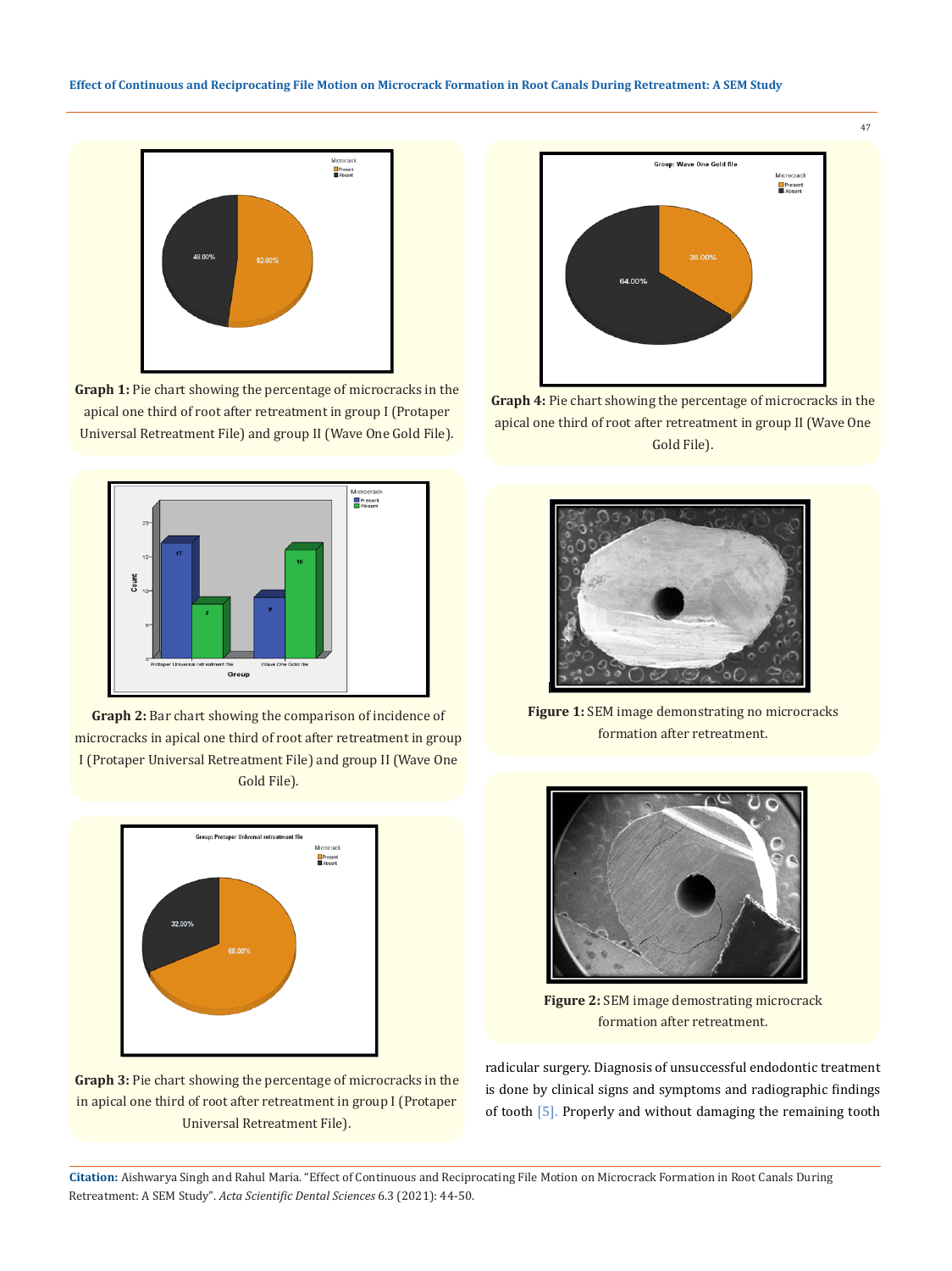**Graph 1:** Pie chart showing the percentage of microcracks in the apical one third of root after retreatment in group I (Protaper Universal Retreatment File) and group II (Wave One Gold File).

**Graph 2:** Bar chart showing the comparison of incidence of microcracks in apical one third of root after retreatment in group I (Protaper Universal Retreatment File) and group II (Wave One Gold File).

**Graph 3:** Pie chart showing the percentage of microcracks in the in apical one third of root after retreatment in group I (Protaper Universal Retreatment File).

**Graph 4:** Pie chart showing the percentage of microcracks in the apical one third of root after retreatment in group II (Wave One Gold File).

**Figure 1:** SEM image demonstrating no microcracks formation after retreatment.

**Figure 2:** SEM image demostrating microcrack formation after retreatment.

radicular surgery. Diagnosis of unsuccessful endodontic treatment is done by clinical signs and symptoms and radiographic findings of tooth [5]. Properly and without damaging the remaining tooth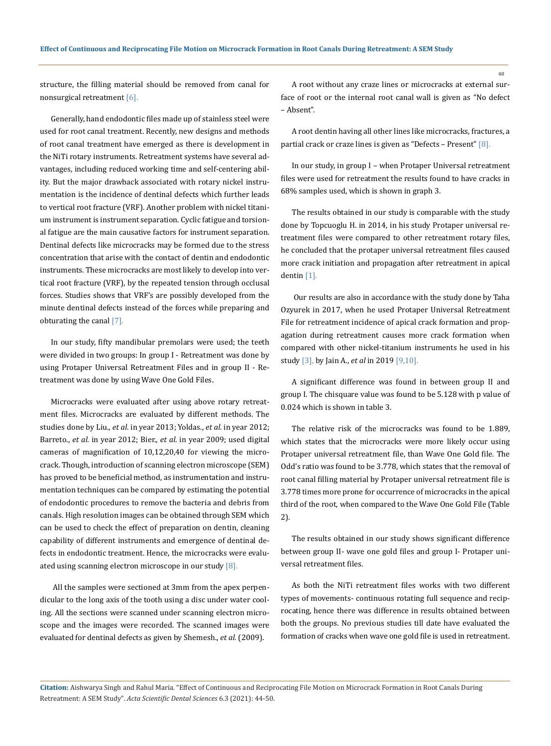structure, the filling material should be removed from canal for nonsurgical retreatment [6].

Generally, hand endodontic files made up of stainless steel were used for root canal treatment. Recently, new designs and methods of root canal treatment have emerged as there is development in the NiTi rotary instruments. Retreatment systems have several advantages, including reduced working time and self-centering ability. But the major drawback associated with rotary nickel instrumentation is the incidence of dentinal defects which further leads to vertical root fracture (VRF). Another problem with nickel titanium instrument is instrument separation. Cyclic fatigue and torsional fatigue are the main causative factors for instrument separation. Dentinal defects like microcracks may be formed due to the stress concentration that arise with the contact of dentin and endodontic instruments. These microcracks are most likely to develop into vertical root fracture (VRF), by the repeated tension through occlusal forces. Studies shows that VRF's are possibly developed from the minute dentinal defects instead of the forces while preparing and obturating the canal [7].

In our study, fifty mandibular premolars were used; the teeth were divided in two groups: In group I - Retreatment was done by using Protaper Universal Retreatment Files and in group II - Retreatment was done by using Wave One Gold Files.

Microcracks were evaluated after using above rotary retreatment files. Microcracks are evaluated by different methods. The studies done by Liu., *et al*. in year 2013; Yoldas., *et al.* in year 2012; Barreto., *et al.* in year 2012; Bier., *et al*. in year 2009; used digital cameras of magnification of 10,12,20,40 for viewing the microcrack. Though, introduction of scanning electron microscope (SEM) has proved to be beneficial method, as instrumentation and instrumentation techniques can be compared by estimating the potential of endodontic procedures to remove the bacteria and debris from canals. High resolution images can be obtained through SEM which can be used to check the effect of preparation on dentin, cleaning capability of different instruments and emergence of dentinal defects in endodontic treatment. Hence, the microcracks were evaluated using scanning electron microscope in our study [8].

All the samples were sectioned at 3mm from the apex perpendicular to the long axis of the tooth using a disc under water cooling. All the sections were scanned under scanning electron microscope and the images were recorded. The scanned images were evaluated for dentinal defects as given by Shemesh., *et al.* (2009).

A root without any craze lines or microcracks at external surface of root or the internal root canal wall is given as "No defect – Absent".

A root dentin having all other lines like microcracks, fractures, a partial crack or craze lines is given as "Defects – Present" [8].

In our study, in group I – when Protaper Universal retreatment files were used for retreatment the results found to have cracks in 68% samples used, which is shown in graph 3.

The results obtained in our study is comparable with the study done by Topcuoglu H. in 2014, in his study Protaper universal retreatment files were compared to other retreatment rotary files, he concluded that the protaper universal retreatment files caused more crack initiation and propagation after retreatment in apical dentin [1].

Our results are also in accordance with the study done by Taha Ozyurek in 2017, when he used Protaper Universal Retreatment File for retreatment incidence of apical crack formation and propagation during retreatment causes more crack formation when compared with other nickel-titanium instruments he used in his study [3], by Jain A., *et al* in 2019 [9,10].

A significant difference was found in between group II and group I. The chisquare value was found to be 5.128 with p value of 0.024 which is shown in table 3.

The relative risk of the microcracks was found to be 1.889, which states that the microcracks were more likely occur using Protaper universal retreatment file, than Wave One Gold file. The Odd's ratio was found to be 3.778, which states that the removal of root canal filling material by Protaper universal retreatment file is 3.778 times more prone for occurrence of microcracks in the apical third of the root, when compared to the Wave One Gold File (Table 2).

The results obtained in our study shows significant difference between group II- wave one gold files and group I- Protaper universal retreatment files.

As both the NiTi retreatment files works with two different types of movements- continuous rotating full sequence and reciprocating, hence there was difference in results obtained between both the groups. No previous studies till date have evaluated the formation of cracks when wave one gold file is used in retreatment.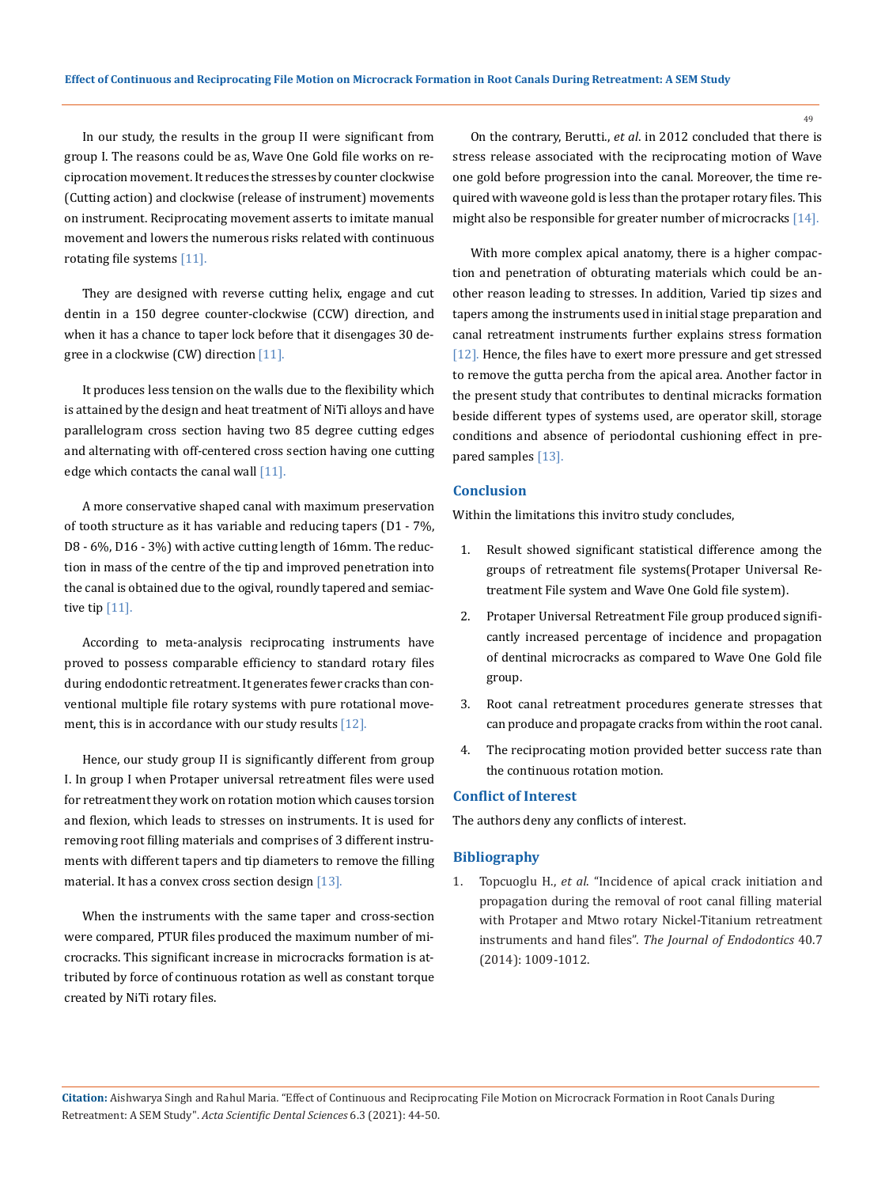In our study, the results in the group II were significant from group I. The reasons could be as, Wave One Gold file works on reciprocation movement. It reduces the stresses by counter clockwise (Cutting action) and clockwise (release of instrument) movements on instrument. Reciprocating movement asserts to imitate manual movement and lowers the numerous risks related with continuous rotating file systems [11].

They are designed with reverse cutting helix, engage and cut dentin in a 150 degree counter-clockwise (CCW) direction, and when it has a chance to taper lock before that it disengages 30 degree in a clockwise (CW) direction [11].

It produces less tension on the walls due to the flexibility which is attained by the design and heat treatment of NiTi alloys and have parallelogram cross section having two 85 degree cutting edges and alternating with off-centered cross section having one cutting edge which contacts the canal wall [11].

A more conservative shaped canal with maximum preservation of tooth structure as it has variable and reducing tapers (D1 - 7%, D8 - 6%, D16 - 3%) with active cutting length of 16mm. The reduction in mass of the centre of the tip and improved penetration into the canal is obtained due to the ogival, roundly tapered and semiactive tip [11].

According to meta-analysis reciprocating instruments have proved to possess comparable efficiency to standard rotary files during endodontic retreatment. It generates fewer cracks than conventional multiple file rotary systems with pure rotational movement, this is in accordance with our study results [12].

Hence, our study group II is significantly different from group I. In group I when Protaper universal retreatment files were used for retreatment they work on rotation motion which causes torsion and flexion, which leads to stresses on instruments. It is used for removing root filling materials and comprises of 3 different instruments with different tapers and tip diameters to remove the filling material. It has a convex cross section design [13].

When the instruments with the same taper and cross-section were compared, PTUR files produced the maximum number of microcracks. This significant increase in microcracks formation is attributed by force of continuous rotation as well as constant torque created by NiTi rotary files.

On the contrary, Berutti., *et al*. in 2012 concluded that there is stress release associated with the reciprocating motion of Wave one gold before progression into the canal. Moreover, the time required with waveone gold is less than the protaper rotary files. This might also be responsible for greater number of microcracks [14].

With more complex apical anatomy, there is a higher compaction and penetration of obturating materials which could be another reason leading to stresses. In addition, Varied tip sizes and tapers among the instruments used in initial stage preparation and canal retreatment instruments further explains stress formation [12]. Hence, the files have to exert more pressure and get stressed to remove the gutta percha from the apical area. Another factor in the present study that contributes to dentinal micracks formation beside different types of systems used, are operator skill, storage conditions and absence of periodontal cushioning effect in prepared samples [13].

## Conclusion

Within the limitations this invitro study concludes,

1. Result showed significant statistical difference among the groups of retreatment file systems(Protaper Universal Retreatment File system and Wave One Gold file system).
2. Protaper Universal Retreatment File group produced significantly increased percentage of incidence and propagation of dentinal microcracks as compared to Wave One Gold file group.
3. Root canal retreatment procedures generate stresses that can produce and propagate cracks from within the root canal.
4. The reciprocating motion provided better success rate than the continuous rotation motion.

## Conflict of Interest

The authors deny any conflicts of interest.

## Bibliography

1. Topcuoglu H., *et al*. "Incidence of apical crack initiation and propagation during the removal of root canal filling material with Protaper and Mtwo rotary Nickel-Titanium retreatment instruments and hand files". *The Journal of Endodontics* 40.7 (2014): 1009-1012.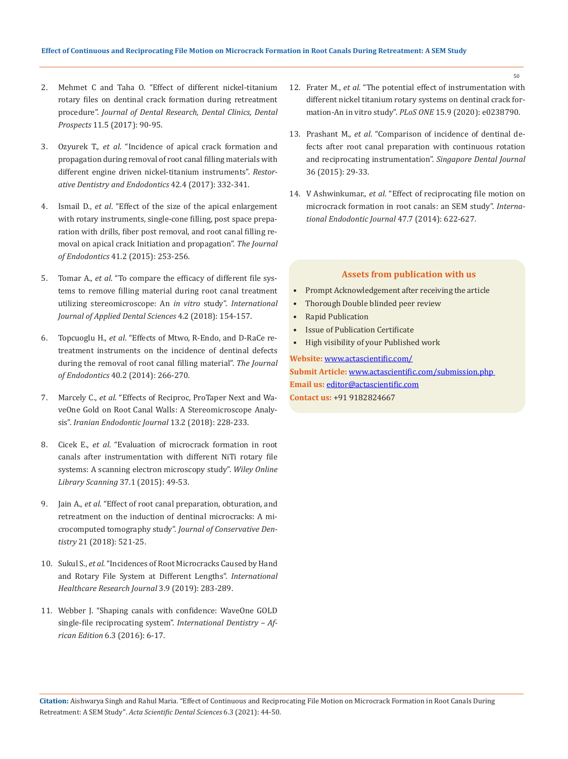2. Mehmet C and Taha O. "Effect of different nickel-titanium rotary files on dentinal crack formation during retreatment procedure". *Journal of Dental Research, Dental Clinics, Dental Prospects* 11.5 (2017): 90-95.

3. Ozyurek T., *et al*. "Incidence of apical crack formation and propagation during removal of root canal filling materials with different engine driven nickel-titanium instruments". *Restorative Dentistry and Endodontics* 42.4 (2017): 332-341.

4. Ismail D., *et al*. "Effect of the size of the apical enlargement with rotary instruments, single-cone filling, post space preparation with drills, fiber post removal, and root canal filling removal on apical crack Initiation and propagation". *The Journal of Endodontics* 41.2 (2015): 253-256.

5. Tomar A., *et al*. "To compare the efficacy of different file systems to remove filling material during root canal treatment utilizing stereomicroscope: An *in vitro* study". *International Journal of Applied Dental Sciences* 4.2 (2018): 154-157.

6. Topcuoglu H., *et al*. "Effects of Mtwo, R-Endo, and D-RaCe retreatment instruments on the incidence of dentinal defects during the removal of root canal filling material". *The Journal of Endodontics* 40.2 (2014): 266-270.

7. Marcely C., *et al*. "Effects of Reciproc, ProTaper Next and WaveOne Gold on Root Canal Walls: A Stereomicroscope Analysis". *Iranian Endodontic Journal* 13.2 (2018): 228-233.

8. Cicek E., *et al*. "Evaluation of microcrack formation in root canals after instrumentation with different NiTi rotary file systems: A scanning electron microscopy study". *Wiley Online Library Scanning* 37.1 (2015): 49-53.

9. Jain A., *et al*. "Effect of root canal preparation, obturation, and retreatment on the induction of dentinal microcracks: A microcomputed tomography study". *Journal of Conservative Dentistry* 21 (2018): 521-25.

10. Sukul S., *et al*. "Incidences of Root Microcracks Caused by Hand and Rotary File System at Different Lengths". *International Healthcare Research Journal* 3.9 (2019): 283-289.

11. Webber J. "Shaping canals with confidence: WaveOne GOLD single-file reciprocating system". *International Dentistry – African Edition* 6.3 (2016): 6-17.

12. Frater M., *et al*. "The potential effect of instrumentation with different nickel titanium rotary systems on dentinal crack formation-An in vitro study". *PLoS ONE* 15.9 (2020): e0238790.

13. Prashant M., *et al*. "Comparison of incidence of dentinal defects after root canal preparation with continuous rotation and reciprocating instrumentation". *Singapore Dental Journal* 36 (2015): 29-33.

14. V Ashwinkumar., *et al*. "Effect of reciprocating file motion on microcrack formation in root canals: an SEM study". *International Endodontic Journal* 47.7 (2014): 622-627.

**Assets from publication with us**

- Prompt Acknowledgement after receiving the article
- Thorough Double blinded peer review
- Rapid Publication
- Issue of Publication Certificate
- High visibility of your Published work

**Website:** www.actascientific.com/
**Submit Article:** www.actascientific.com/submission.php
**Email us:** editor@actascientific.com
**Contact us:** +91 9182824667